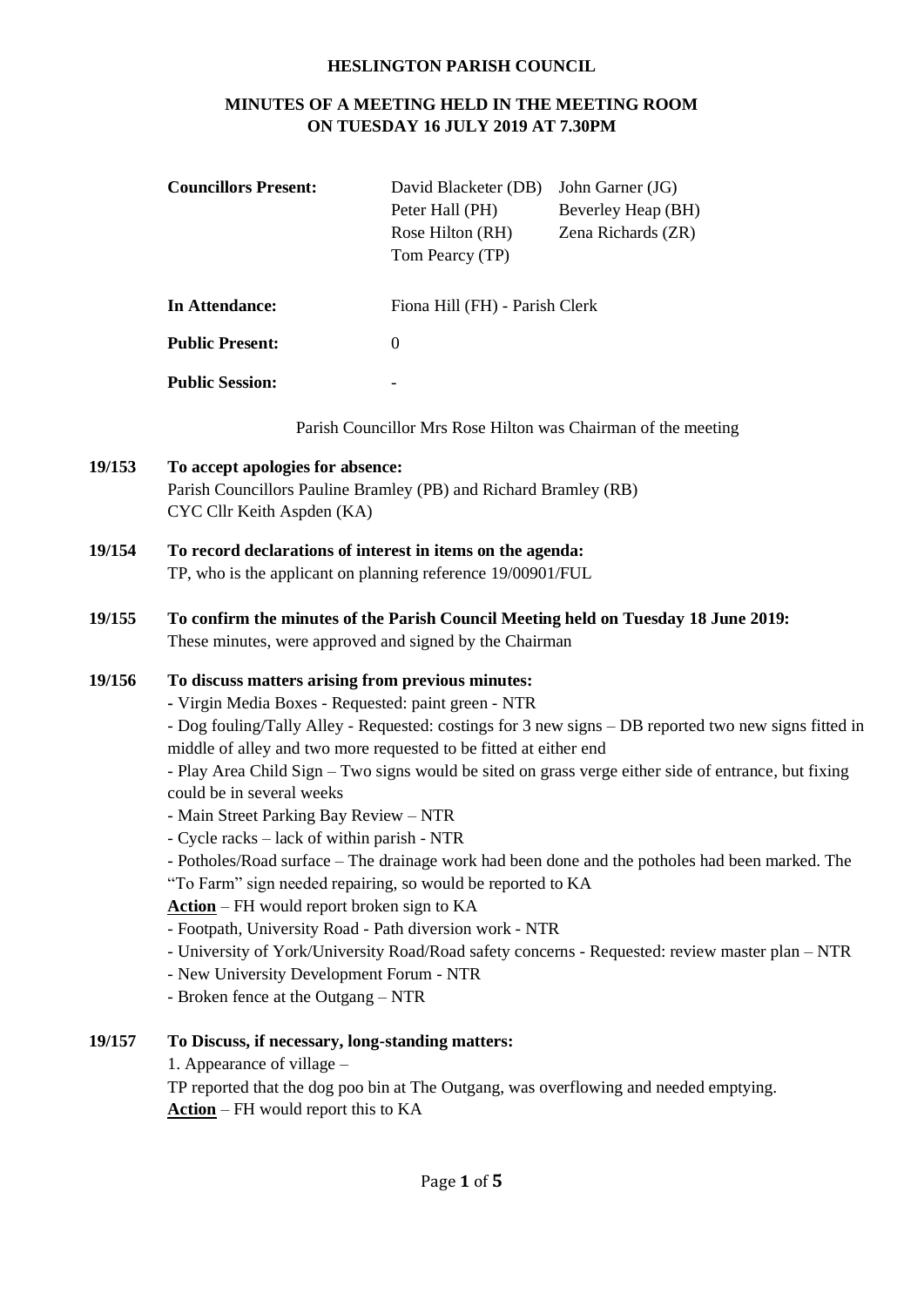**HESLINGTON PARISH COUNCIL**

**MINUTES OF A MEETING HELD IN THE MEETING ROOM ON TUESDAY 16 JULY 2019 AT 7.30PM**

| | | |
|---|---|---|
| **Councillors Present:** | David Blacketer (DB) | John Garner (JG) |
| | Peter Hall (PH) | Beverley Heap (BH) |
| | Rose Hilton (RH) | Zena Richards (ZR) |
| | Tom Pearcy (TP) | |
| **In Attendance:** | Fiona Hill (FH) - Parish Clerk | |
| **Public Present:** | 0 | |
| **Public Session:** | - | |

Parish Councillor Mrs Rose Hilton was Chairman of the meeting

**19/153 To accept apologies for absence:**
Parish Councillors Pauline Bramley (PB) and Richard Bramley (RB)
CYC Cllr Keith Aspden (KA)

**19/154 To record declarations of interest in items on the agenda:**
TP, who is the applicant on planning reference 19/00901/FUL

**19/155 To confirm the minutes of the Parish Council Meeting held on Tuesday 18 June 2019:**
These minutes, were approved and signed by the Chairman

**19/156 To discuss matters arising from previous minutes:**

- Virgin Media Boxes - Requested: paint green - NTR
- Dog fouling/Tally Alley - Requested: costings for 3 new signs – DB reported two new signs fitted in middle of alley and two more requested to be fitted at either end
- Play Area Child Sign – Two signs would be sited on grass verge either side of entrance, but fixing could be in several weeks
- Main Street Parking Bay Review – NTR
- Cycle racks – lack of within parish - NTR
- Potholes/Road surface – The drainage work had been done and the potholes had been marked. The "To Farm" sign needed repairing, so would be reported to KA

**Action** – FH would report broken sign to KA

- Footpath, University Road - Path diversion work - NTR
- University of York/University Road/Road safety concerns - Requested: review master plan – NTR
- New University Development Forum - NTR
- Broken fence at the Outgang – NTR

**19/157 To Discuss, if necessary, long-standing matters:**

1. Appearance of village –

TP reported that the dog poo bin at The Outgang, was overflowing and needed emptying.

**Action** – FH would report this to KA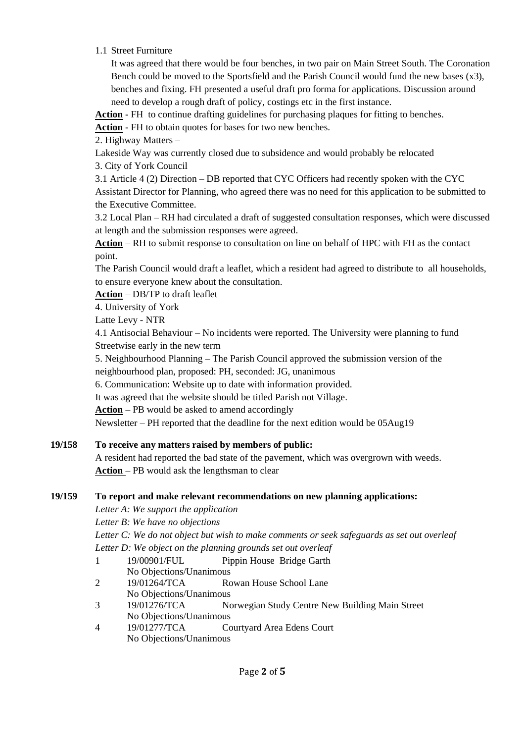1.1 Street Furniture

It was agreed that there would be four benches, in two pair on Main Street South. The Coronation Bench could be moved to the Sportsfield and the Parish Council would fund the new bases (x3), benches and fixing. FH presented a useful draft pro forma for applications. Discussion around need to develop a rough draft of policy, costings etc in the first instance.

**Action -** FH to continue drafting guidelines for purchasing plaques for fitting to benches.

**Action -** FH to obtain quotes for bases for two new benches.

2. Highway Matters –

Lakeside Way was currently closed due to subsidence and would probably be relocated

3. City of York Council

3.1 Article 4 (2) Direction – DB reported that CYC Officers had recently spoken with the CYC Assistant Director for Planning, who agreed there was no need for this application to be submitted to the Executive Committee.

3.2 Local Plan – RH had circulated a draft of suggested consultation responses, which were discussed at length and the submission responses were agreed.

**Action** – RH to submit response to consultation on line on behalf of HPC with FH as the contact point.

The Parish Council would draft a leaflet, which a resident had agreed to distribute to all households, to ensure everyone knew about the consultation.

**Action** – DB/TP to draft leaflet

4. University of York

Latte Levy - NTR

4.1 Antisocial Behaviour – No incidents were reported. The University were planning to fund Streetwise early in the new term

5. Neighbourhood Planning – The Parish Council approved the submission version of the neighbourhood plan, proposed: PH, seconded: JG, unanimous

6. Communication: Website up to date with information provided.

It was agreed that the website should be titled Parish not Village.

**Action** – PB would be asked to amend accordingly

Newsletter – PH reported that the deadline for the next edition would be 05Aug19

**19/158 To receive any matters raised by members of public:**

A resident had reported the bad state of the pavement, which was overgrown with weeds.

**Action** – PB would ask the lengthsman to clear

**19/159 To report and make relevant recommendations on new planning applications:**

*Letter A: We support the application*

*Letter B: We have no objections*

*Letter C: We do not object but wish to make comments or seek safeguards as set out overleaf*

*Letter D: We object on the planning grounds set out overleaf*

1. 19/00901/FUL Pippin House Bridge Garth
   No Objections/Unanimous
2. 19/01264/TCA Rowan House School Lane
   No Objections/Unanimous
3. 19/01276/TCA Norwegian Study Centre New Building Main Street
   No Objections/Unanimous
4. 19/01277/TCA Courtyard Area Edens Court
   No Objections/Unanimous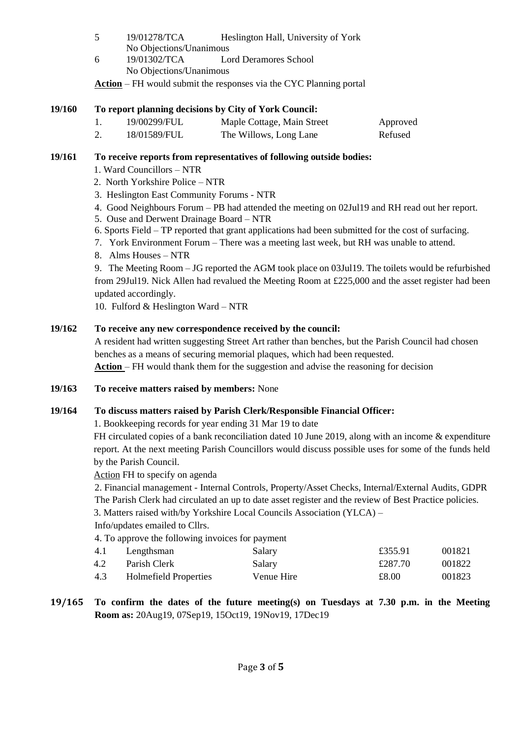5 19/01278/TCA Heslington Hall, University of York
No Objections/Unanimous

6 19/01302/TCA Lord Deramores School
No Objections/Unanimous

**Action** – FH would submit the responses via the CYC Planning portal

**19/160 To report planning decisions by City of York Council:**

| | | | |
|---|---|---|---|
| 1. | 19/00299/FUL | Maple Cottage, Main Street | Approved |
| 2. | 18/01589/FUL | The Willows, Long Lane | Refused |

**19/161 To receive reports from representatives of following outside bodies:**

1. Ward Councillors – NTR
2. North Yorkshire Police – NTR
3. Heslington East Community Forums - NTR
4. Good Neighbours Forum – PB had attended the meeting on 02Jul19 and RH read out her report.
5. Ouse and Derwent Drainage Board – NTR
6. Sports Field – TP reported that grant applications had been submitted for the cost of surfacing.
7. York Environment Forum – There was a meeting last week, but RH was unable to attend.
8. Alms Houses – NTR
9. The Meeting Room – JG reported the AGM took place on 03Jul19. The toilets would be refurbished from 29Jul19. Nick Allen had revalued the Meeting Room at £225,000 and the asset register had been updated accordingly.
10. Fulford & Heslington Ward – NTR

**19/162 To receive any new correspondence received by the council:**

A resident had written suggesting Street Art rather than benches, but the Parish Council had chosen benches as a means of securing memorial plaques, which had been requested.

**Action** – FH would thank them for the suggestion and advise the reasoning for decision

**19/163 To receive matters raised by members:** None

**19/164 To discuss matters raised by Parish Clerk/Responsible Financial Officer:**

1. Bookkeeping records for year ending 31 Mar 19 to date

FH circulated copies of a bank reconciliation dated 10 June 2019, along with an income & expenditure report. At the next meeting Parish Councillors would discuss possible uses for some of the funds held by the Parish Council.

Action FH to specify on agenda

2. Financial management - Internal Controls, Property/Asset Checks, Internal/External Audits, GDPR

The Parish Clerk had circulated an up to date asset register and the review of Best Practice policies.

3. Matters raised with/by Yorkshire Local Councils Association (YLCA) –

Info/updates emailed to Cllrs.

4. To approve the following invoices for payment

| | | | | |
|---|---|---|---|---|
| 4.1 | Lengthsman | Salary | £355.91 | 001821 |
| 4.2 | Parish Clerk | Salary | £287.70 | 001822 |
| 4.3 | Holmefield Properties | Venue Hire | £8.00 | 001823 |

**19/165 To confirm the dates of the future meeting(s) on Tuesdays at 7.30 p.m. in the Meeting Room as:** 20Aug19, 07Sep19, 15Oct19, 19Nov19, 17Dec19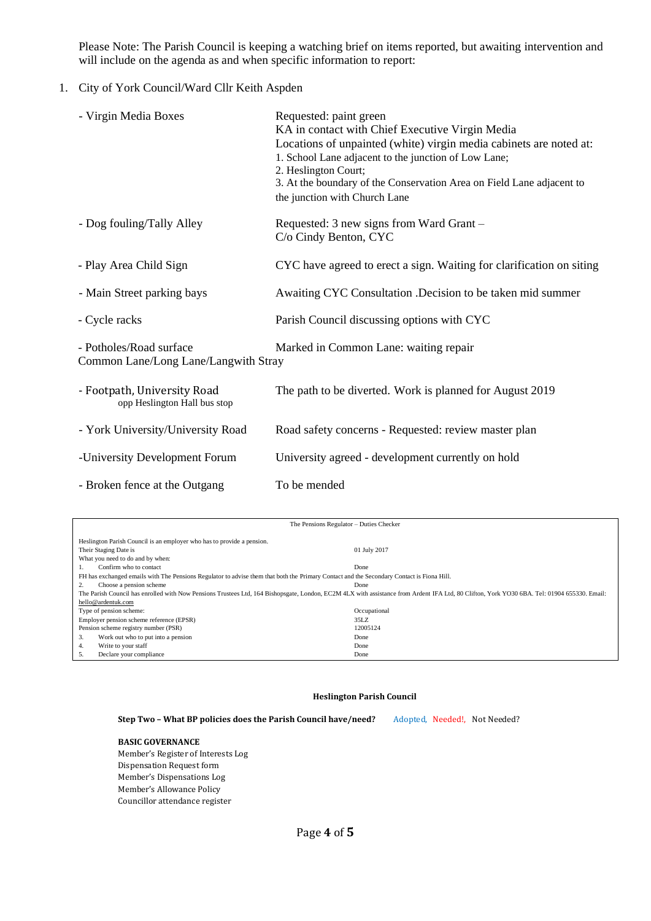Please Note: The Parish Council is keeping a watching brief on items reported, but awaiting intervention and will include on the agenda as and when specific information to report:

1. City of York Council/Ward Cllr Keith Aspden

| Item | Status |
|---|---|
| - Virgin Media Boxes | Requested: paint green<br>KA in contact with Chief Executive Virgin Media<br>Locations of unpainted (white) virgin media cabinets are noted at:<br>1. School Lane adjacent to the junction of Low Lane;<br>2. Heslington Court;<br>3. At the boundary of the Conservation Area on Field Lane adjacent to the junction with Church Lane |
| - Dog fouling/Tally Alley | Requested: 3 new signs from Ward Grant – C/o Cindy Benton, CYC |
| - Play Area Child Sign | CYC have agreed to erect a sign. Waiting for clarification on siting |
| - Main Street parking bays | Awaiting CYC Consultation .Decision to be taken mid summer |
| - Cycle racks | Parish Council discussing options with CYC |
| - Potholes/Road surface Common Lane/Long Lane/Langwith Stray | Marked in Common Lane: waiting repair |
| - Footpath, University Road opp Heslington Hall bus stop | The path to be diverted. Work is planned for August 2019 |
| - York University/University Road | Road safety concerns - Requested: review master plan |
| -University Development Forum | University agreed - development currently on hold |
| - Broken fence at the Outgang | To be mended |

**The Pensions Regulator – Duties Checker**

Heslington Parish Council is an employer who has to provide a pension.

| | |
|---|---|
| Their Staging Date is | 01 July 2017 |
| What you need to do and by when: | |
| 1. Confirm who to contact | Done |
| FH has exchanged emails with The Pensions Regulator to advise them that both the Primary Contact and the Secondary Contact is Fiona Hill. | |
| 2. Choose a pension scheme | Done |
| The Parish Council has enrolled with Now Pensions Trustees Ltd, 164 Bishopsgate, London, EC2M 4LX with assistance from Ardent IFA Ltd, 80 Clifton, York YO30 6BA. Tel: 01904 655330. Email: hello@ardentuk.com | |
| Type of pension scheme: | Occupational |
| Employer pension scheme reference (EPSR) | 35LZ |
| Pension scheme registry number (PSR) | 12005124 |
| 3. Work out who to put into a pension | Done |
| 4. Write to your staff | Done |
| 5. Declare your compliance | Done |

**Heslington Parish Council**

**Step Two – What BP policies does the Parish Council have/need?** Adopted, Needed!, Not Needed?

**BASIC GOVERNANCE**

Member's Register of Interests Log
Dispensation Request form
Member's Dispensations Log
Member's Allowance Policy
Councillor attendance register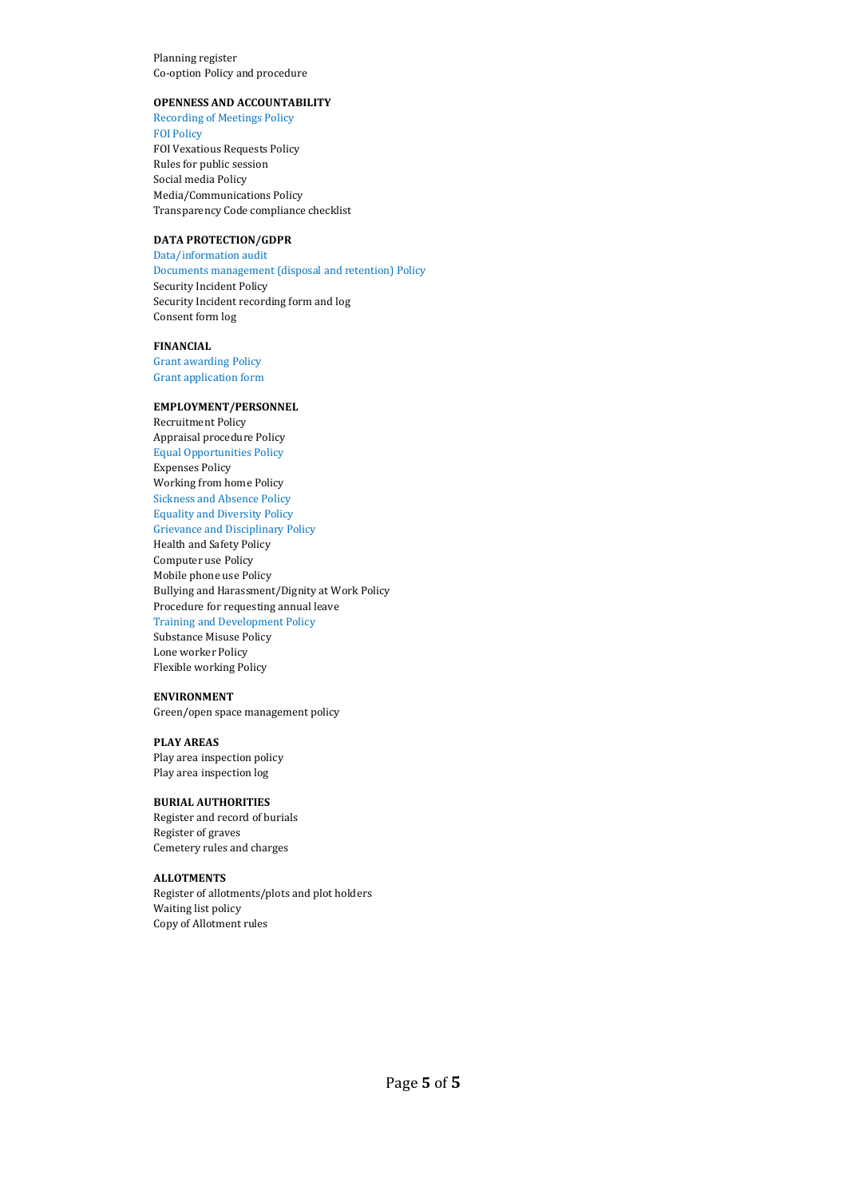Planning register
Co-option Policy and procedure

**OPENNESS AND ACCOUNTABILITY**

Recording of Meetings Policy
FOI Policy
FOI Vexatious Requests Policy
Rules for public session
Social media Policy
Media/Communications Policy
Transparency Code compliance checklist

**DATA PROTECTION/GDPR**

Data/information audit
Documents management (disposal and retention) Policy
Security Incident Policy
Security Incident recording form and log
Consent form log

**FINANCIAL**

Grant awarding Policy
Grant application form

**EMPLOYMENT/PERSONNEL**

Recruitment Policy
Appraisal procedure Policy
Equal Opportunities Policy
Expenses Policy
Working from home Policy
Sickness and Absence Policy
Equality and Diversity Policy
Grievance and Disciplinary Policy
Health and Safety Policy
Computer use Policy
Mobile phone use Policy
Bullying and Harassment/Dignity at Work Policy
Procedure for requesting annual leave
Training and Development Policy
Substance Misuse Policy
Lone worker Policy
Flexible working Policy

**ENVIRONMENT**

Green/open space management policy

**PLAY AREAS**

Play area inspection policy
Play area inspection log

**BURIAL AUTHORITIES**

Register and record of burials
Register of graves
Cemetery rules and charges

**ALLOTMENTS**

Register of allotments/plots and plot holders
Waiting list policy
Copy of Allotment rules